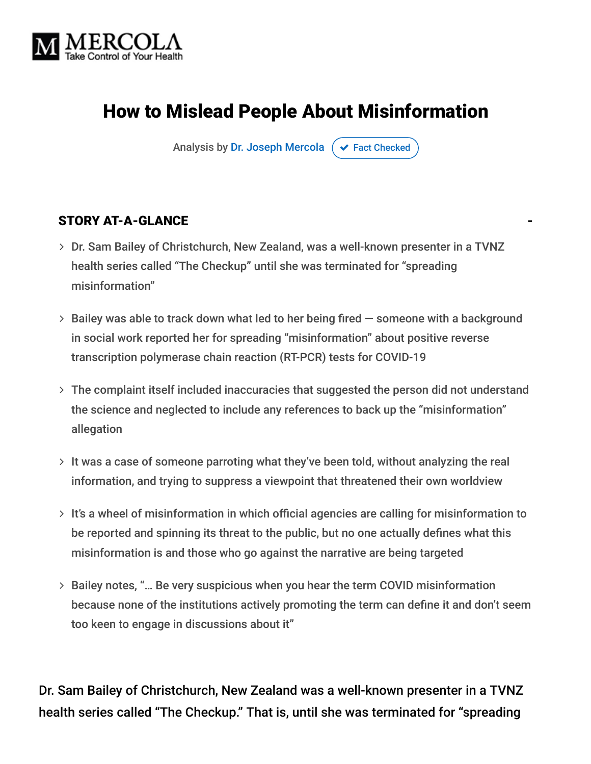MERCOLA
Take Control of Your Health

# How to Mislead People About Misinformation

Analysis by Dr. Joseph Mercola ✔ Fact Checked

### STORY AT-A-GLANCE

- Dr. Sam Bailey of Christchurch, New Zealand, was a well-known presenter in a TVNZ health series called "The Checkup" until she was terminated for "spreading misinformation"
- Bailey was able to track down what led to her being fired — someone with a background in social work reported her for spreading "misinformation" about positive reverse transcription polymerase chain reaction (RT-PCR) tests for COVID-19
- The complaint itself included inaccuracies that suggested the person did not understand the science and neglected to include any references to back up the "misinformation" allegation
- It was a case of someone parroting what they've been told, without analyzing the real information, and trying to suppress a viewpoint that threatened their own worldview
- It's a wheel of misinformation in which official agencies are calling for misinformation to be reported and spinning its threat to the public, but no one actually defines what this misinformation is and those who go against the narrative are being targeted
- Bailey notes, "… Be very suspicious when you hear the term COVID misinformation because none of the institutions actively promoting the term can define it and don't seem too keen to engage in discussions about it"

Dr. Sam Bailey of Christchurch, New Zealand was a well-known presenter in a TVNZ health series called "The Checkup." That is, until she was terminated for "spreading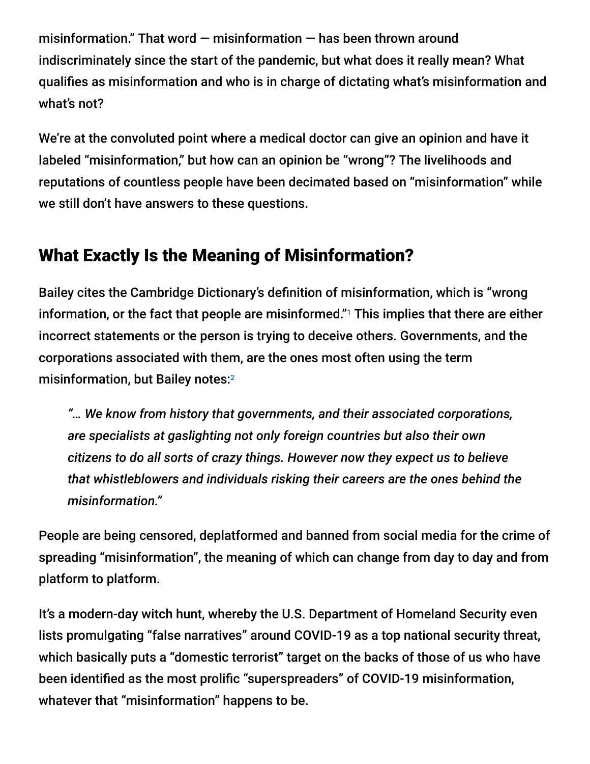misinformation." That word — misinformation — has been thrown around indiscriminately since the start of the pandemic, but what does it really mean? What qualifies as misinformation and who is in charge of dictating what's misinformation and what's not?

We're at the convoluted point where a medical doctor can give an opinion and have it labeled "misinformation," but how can an opinion be "wrong"? The livelihoods and reputations of countless people have been decimated based on "misinformation" while we still don't have answers to these questions.

## What Exactly Is the Meaning of Misinformation?

Bailey cites the Cambridge Dictionary's definition of misinformation, which is "wrong information, or the fact that people are misinformed."[1] This implies that there are either incorrect statements or the person is trying to deceive others. Governments, and the corporations associated with them, are the ones most often using the term misinformation, but Bailey notes:[2]

> *"… We know from history that governments, and their associated corporations, are specialists at gaslighting not only foreign countries but also their own citizens to do all sorts of crazy things. However now they expect us to believe that whistleblowers and individuals risking their careers are the ones behind the misinformation."*

People are being censored, deplatformed and banned from social media for the crime of spreading "misinformation", the meaning of which can change from day to day and from platform to platform.

It's a modern-day witch hunt, whereby the U.S. Department of Homeland Security even lists promulgating "false narratives" around COVID-19 as a top national security threat, which basically puts a "domestic terrorist" target on the backs of those of us who have been identified as the most prolific "superspreaders" of COVID-19 misinformation, whatever that "misinformation" happens to be.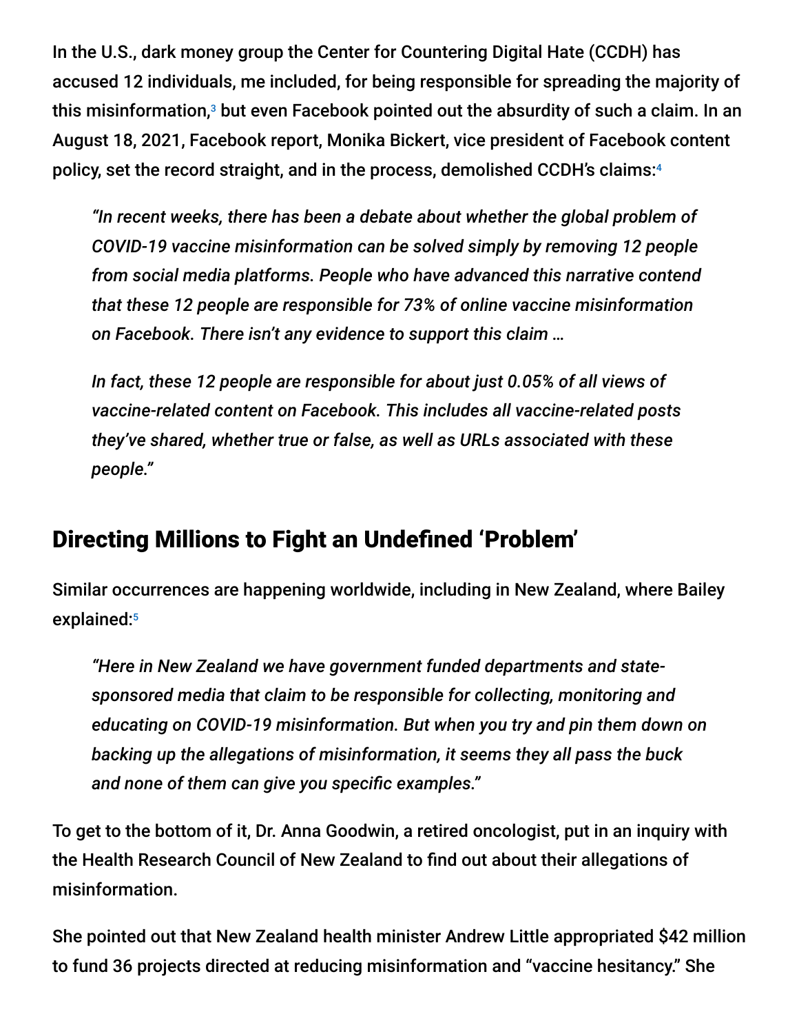In the U.S., dark money group the Center for Countering Digital Hate (CCDH) has accused 12 individuals, me included, for being responsible for spreading the majority of this misinformation,[3] but even Facebook pointed out the absurdity of such a claim. In an August 18, 2021, Facebook report, Monika Bickert, vice president of Facebook content policy, set the record straight, and in the process, demolished CCDH's claims:[4]

> *"In recent weeks, there has been a debate about whether the global problem of COVID-19 vaccine misinformation can be solved simply by removing 12 people from social media platforms. People who have advanced this narrative contend that these 12 people are responsible for 73% of online vaccine misinformation on Facebook. There isn't any evidence to support this claim …*
>
> *In fact, these 12 people are responsible for about just 0.05% of all views of vaccine-related content on Facebook. This includes all vaccine-related posts they've shared, whether true or false, as well as URLs associated with these people."*

## Directing Millions to Fight an Undefined 'Problem'

Similar occurrences are happening worldwide, including in New Zealand, where Bailey explained:[5]

> *"Here in New Zealand we have government funded departments and state-sponsored media that claim to be responsible for collecting, monitoring and educating on COVID-19 misinformation. But when you try and pin them down on backing up the allegations of misinformation, it seems they all pass the buck and none of them can give you specific examples."*

To get to the bottom of it, Dr. Anna Goodwin, a retired oncologist, put in an inquiry with the Health Research Council of New Zealand to find out about their allegations of misinformation.

She pointed out that New Zealand health minister Andrew Little appropriated $42 million to fund 36 projects directed at reducing misinformation and "vaccine hesitancy." She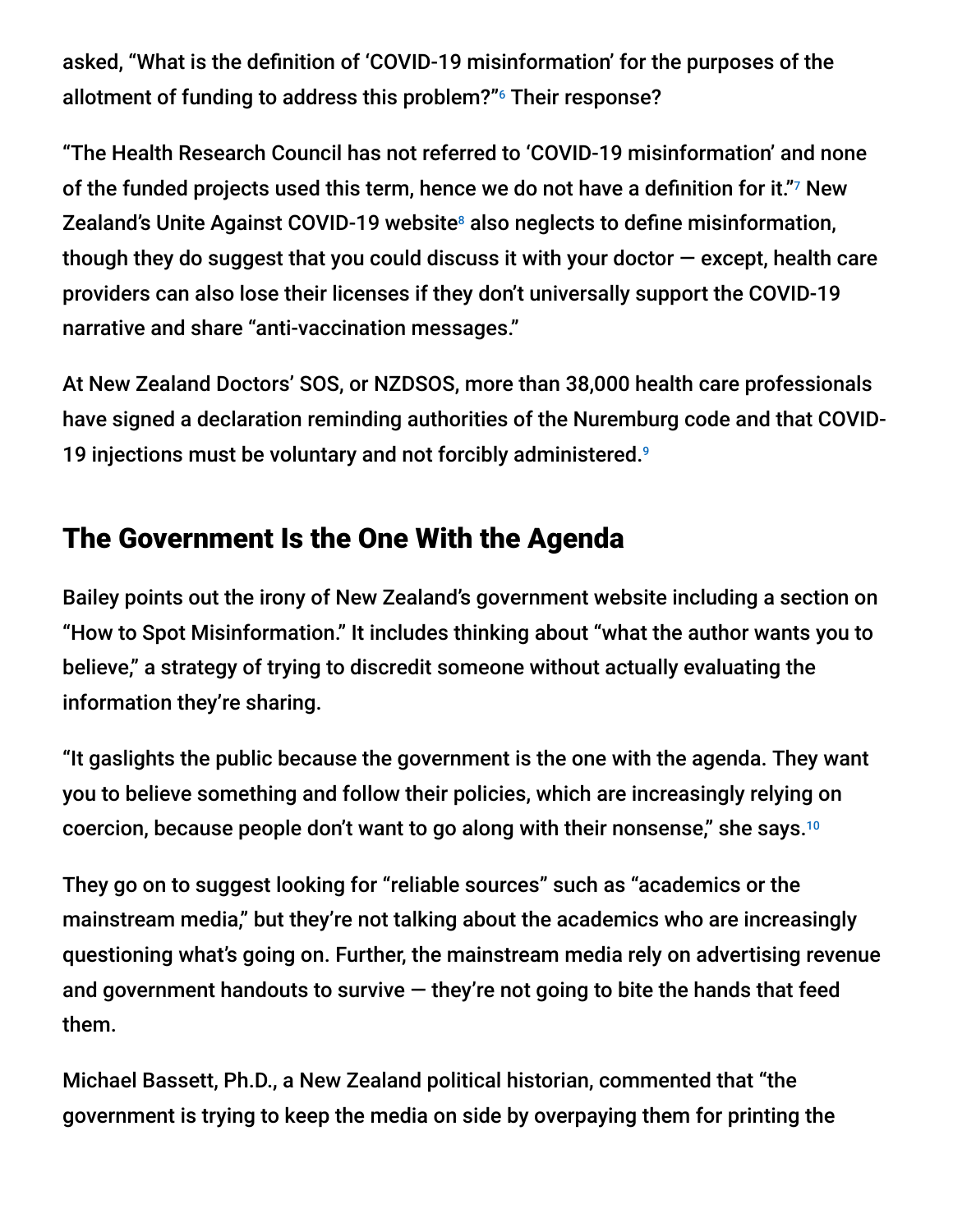asked, "What is the definition of 'COVID-19 misinformation' for the purposes of the allotment of funding to address this problem?"[6] Their response?

"The Health Research Council has not referred to 'COVID-19 misinformation' and none of the funded projects used this term, hence we do not have a definition for it."[7] New Zealand's Unite Against COVID-19 website[8] also neglects to define misinformation, though they do suggest that you could discuss it with your doctor — except, health care providers can also lose their licenses if they don't universally support the COVID-19 narrative and share "anti-vaccination messages."

At New Zealand Doctors' SOS, or NZDSOS, more than 38,000 health care professionals have signed a declaration reminding authorities of the Nuremburg code and that COVID-19 injections must be voluntary and not forcibly administered.[9]

## The Government Is the One With the Agenda

Bailey points out the irony of New Zealand's government website including a section on "How to Spot Misinformation." It includes thinking about "what the author wants you to believe," a strategy of trying to discredit someone without actually evaluating the information they're sharing.

"It gaslights the public because the government is the one with the agenda. They want you to believe something and follow their policies, which are increasingly relying on coercion, because people don't want to go along with their nonsense," she says.[10]

They go on to suggest looking for "reliable sources" such as "academics or the mainstream media," but they're not talking about the academics who are increasingly questioning what's going on. Further, the mainstream media rely on advertising revenue and government handouts to survive — they're not going to bite the hands that feed them.

Michael Bassett, Ph.D., a New Zealand political historian, commented that "the government is trying to keep the media on side by overpaying them for printing the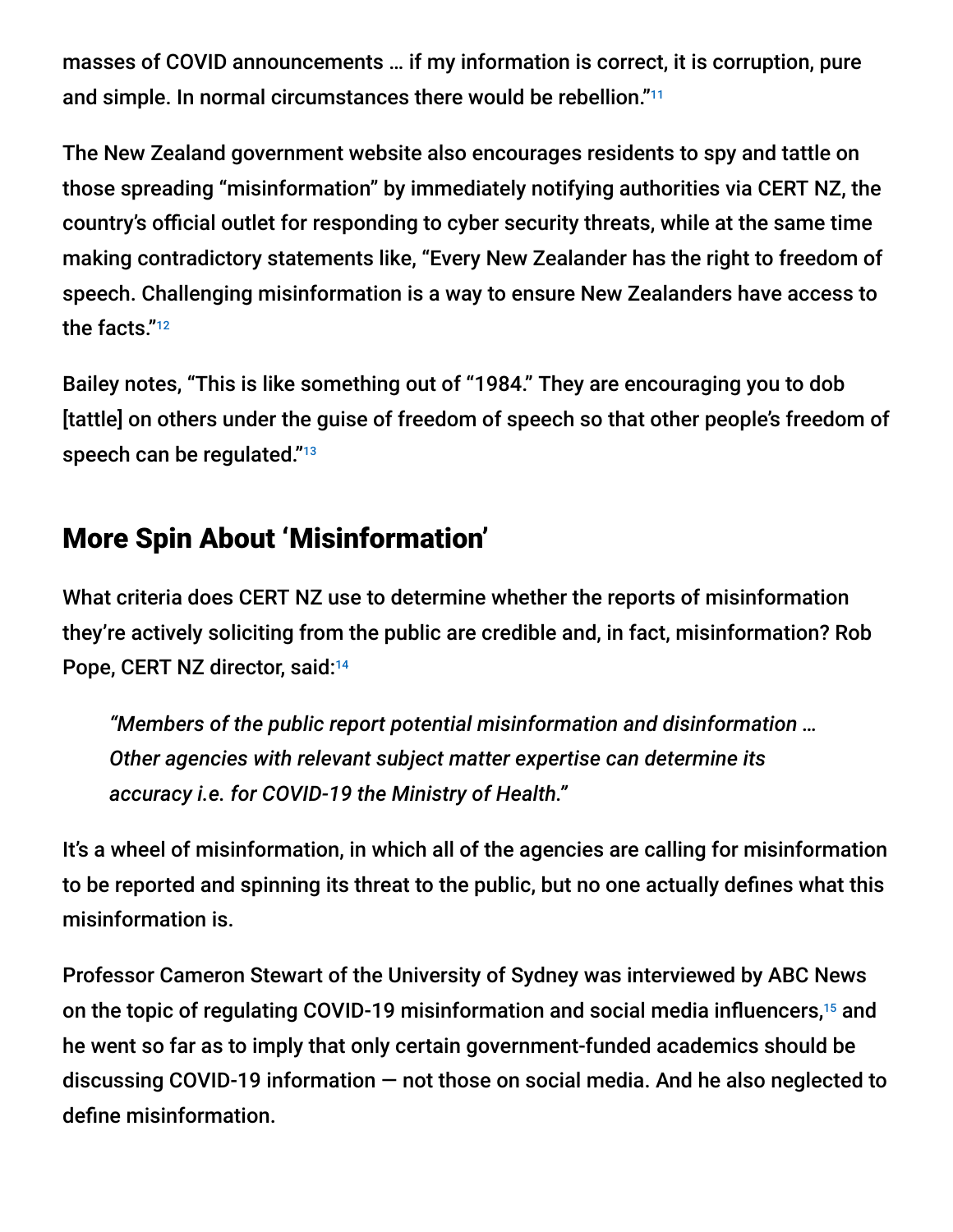masses of COVID announcements … if my information is correct, it is corruption, pure and simple. In normal circumstances there would be rebellion."[11]

The New Zealand government website also encourages residents to spy and tattle on those spreading "misinformation" by immediately notifying authorities via CERT NZ, the country's official outlet for responding to cyber security threats, while at the same time making contradictory statements like, "Every New Zealander has the right to freedom of speech. Challenging misinformation is a way to ensure New Zealanders have access to the facts."[12]

Bailey notes, "This is like something out of "1984." They are encouraging you to dob [tattle] on others under the guise of freedom of speech so that other people's freedom of speech can be regulated."[13]

## More Spin About 'Misinformation'

What criteria does CERT NZ use to determine whether the reports of misinformation they're actively soliciting from the public are credible and, in fact, misinformation? Rob Pope, CERT NZ director, said:[14]

> *"Members of the public report potential misinformation and disinformation … Other agencies with relevant subject matter expertise can determine its accuracy i.e. for COVID-19 the Ministry of Health."*

It's a wheel of misinformation, in which all of the agencies are calling for misinformation to be reported and spinning its threat to the public, but no one actually defines what this misinformation is.

Professor Cameron Stewart of the University of Sydney was interviewed by ABC News on the topic of regulating COVID-19 misinformation and social media influencers,[15] and he went so far as to imply that only certain government-funded academics should be discussing COVID-19 information — not those on social media. And he also neglected to define misinformation.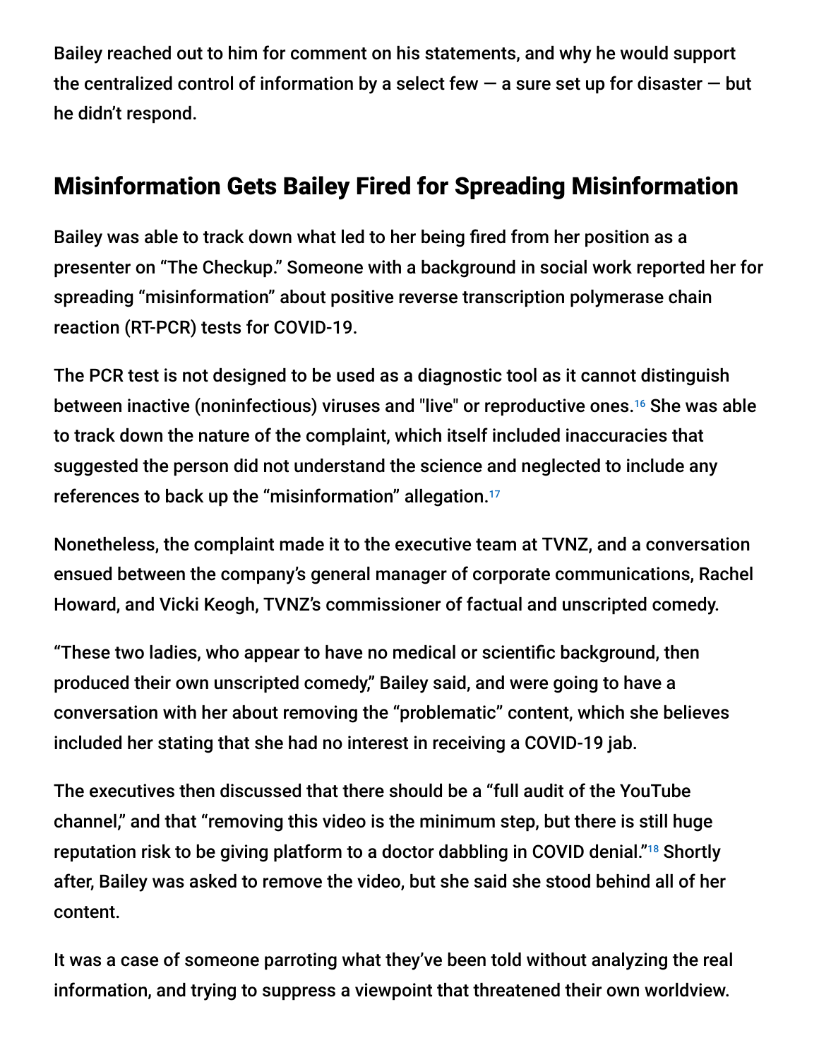Bailey reached out to him for comment on his statements, and why he would support the centralized control of information by a select few — a sure set up for disaster — but he didn't respond.

## Misinformation Gets Bailey Fired for Spreading Misinformation

Bailey was able to track down what led to her being fired from her position as a presenter on "The Checkup." Someone with a background in social work reported her for spreading "misinformation" about positive reverse transcription polymerase chain reaction (RT-PCR) tests for COVID-19.

The PCR test is not designed to be used as a diagnostic tool as it cannot distinguish between inactive (noninfectious) viruses and "live" or reproductive ones.[16] She was able to track down the nature of the complaint, which itself included inaccuracies that suggested the person did not understand the science and neglected to include any references to back up the "misinformation" allegation.[17]

Nonetheless, the complaint made it to the executive team at TVNZ, and a conversation ensued between the company's general manager of corporate communications, Rachel Howard, and Vicki Keogh, TVNZ's commissioner of factual and unscripted comedy.

"These two ladies, who appear to have no medical or scientific background, then produced their own unscripted comedy," Bailey said, and were going to have a conversation with her about removing the "problematic" content, which she believes included her stating that she had no interest in receiving a COVID-19 jab.

The executives then discussed that there should be a "full audit of the YouTube channel," and that "removing this video is the minimum step, but there is still huge reputation risk to be giving platform to a doctor dabbling in COVID denial."[18] Shortly after, Bailey was asked to remove the video, but she said she stood behind all of her content.

It was a case of someone parroting what they've been told without analyzing the real information, and trying to suppress a viewpoint that threatened their own worldview.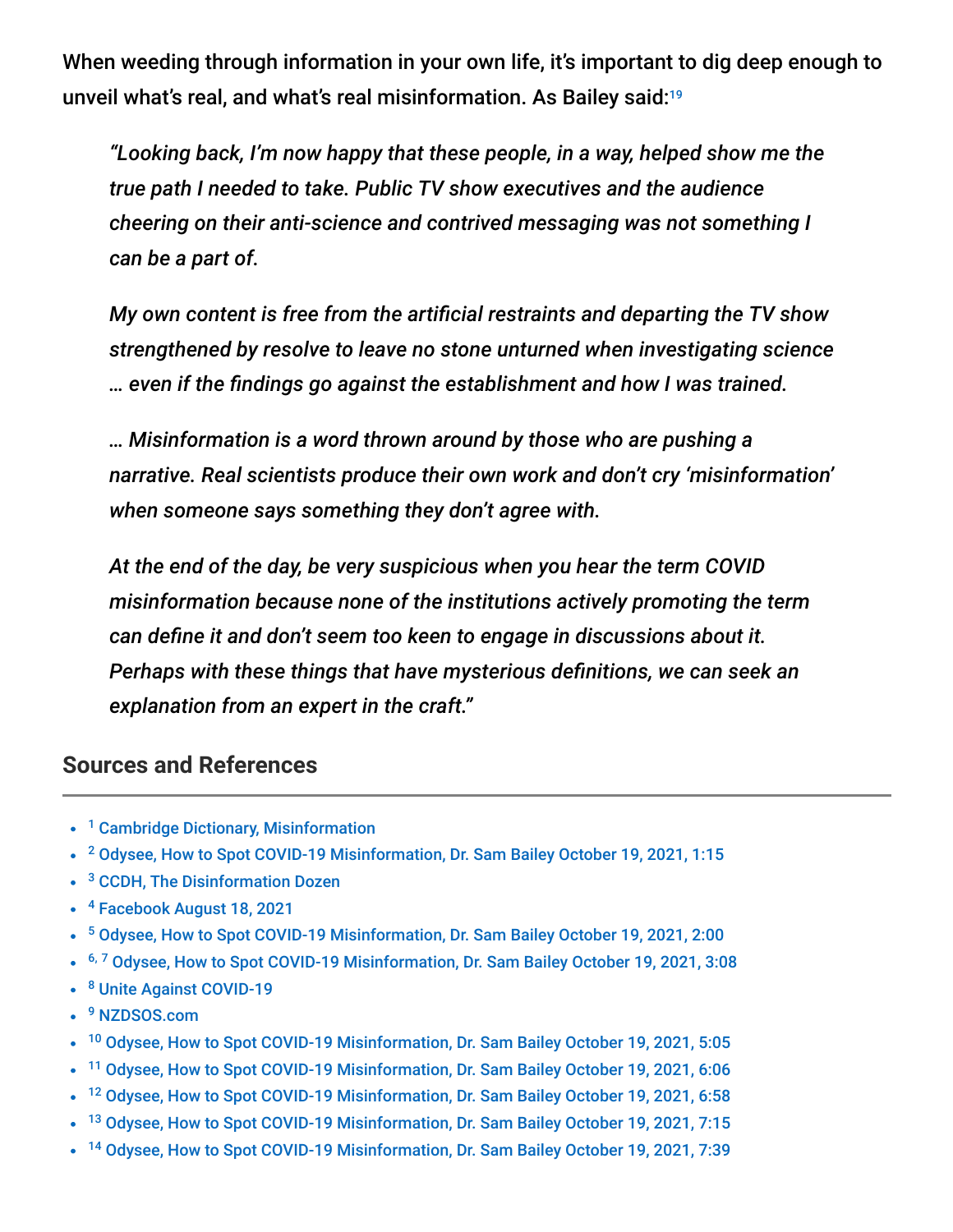When weeding through information in your own life, it's important to dig deep enough to unveil what's real, and what's real misinformation. As Bailey said:[19]

> *"Looking back, I'm now happy that these people, in a way, helped show me the true path I needed to take. Public TV show executives and the audience cheering on their anti-science and contrived messaging was not something I can be a part of.*
>
> *My own content is free from the artificial restraints and departing the TV show strengthened by resolve to leave no stone unturned when investigating science … even if the findings go against the establishment and how I was trained.*
>
> *… Misinformation is a word thrown around by those who are pushing a narrative. Real scientists produce their own work and don't cry 'misinformation' when someone says something they don't agree with.*
>
> *At the end of the day, be very suspicious when you hear the term COVID misinformation because none of the institutions actively promoting the term can define it and don't seem too keen to engage in discussions about it. Perhaps with these things that have mysterious definitions, we can seek an explanation from an expert in the craft."*

## Sources and References

- [1] Cambridge Dictionary, Misinformation
- [2] Odysee, How to Spot COVID-19 Misinformation, Dr. Sam Bailey October 19, 2021, 1:15
- [3] CCDH, The Disinformation Dozen
- [4] Facebook August 18, 2021
- [5] Odysee, How to Spot COVID-19 Misinformation, Dr. Sam Bailey October 19, 2021, 2:00
- [6, 7] Odysee, How to Spot COVID-19 Misinformation, Dr. Sam Bailey October 19, 2021, 3:08
- [8] Unite Against COVID-19
- [9] NZDSOS.com
- [10] Odysee, How to Spot COVID-19 Misinformation, Dr. Sam Bailey October 19, 2021, 5:05
- [11] Odysee, How to Spot COVID-19 Misinformation, Dr. Sam Bailey October 19, 2021, 6:06
- [12] Odysee, How to Spot COVID-19 Misinformation, Dr. Sam Bailey October 19, 2021, 6:58
- [13] Odysee, How to Spot COVID-19 Misinformation, Dr. Sam Bailey October 19, 2021, 7:15
- [14] Odysee, How to Spot COVID-19 Misinformation, Dr. Sam Bailey October 19, 2021, 7:39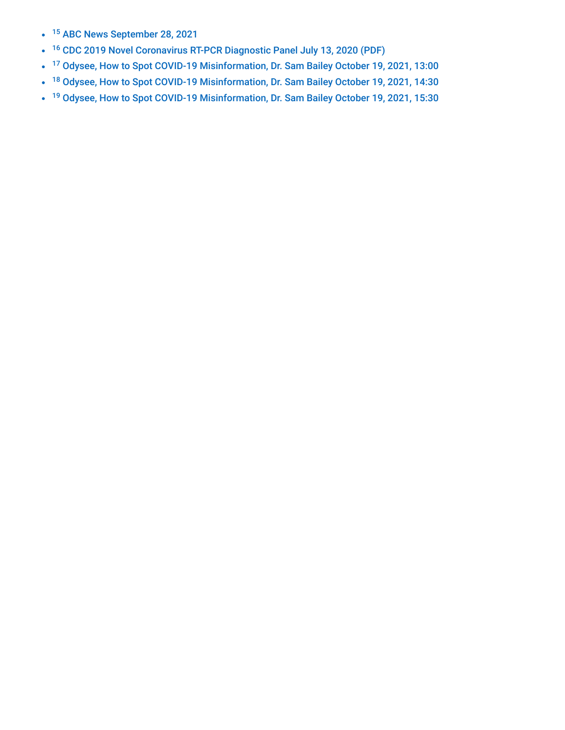- [15] ABC News September 28, 2021
- [16] CDC 2019 Novel Coronavirus RT-PCR Diagnostic Panel July 13, 2020 (PDF)
- [17] Odysee, How to Spot COVID-19 Misinformation, Dr. Sam Bailey October 19, 2021, 13:00
- [18] Odysee, How to Spot COVID-19 Misinformation, Dr. Sam Bailey October 19, 2021, 14:30
- [19] Odysee, How to Spot COVID-19 Misinformation, Dr. Sam Bailey October 19, 2021, 15:30